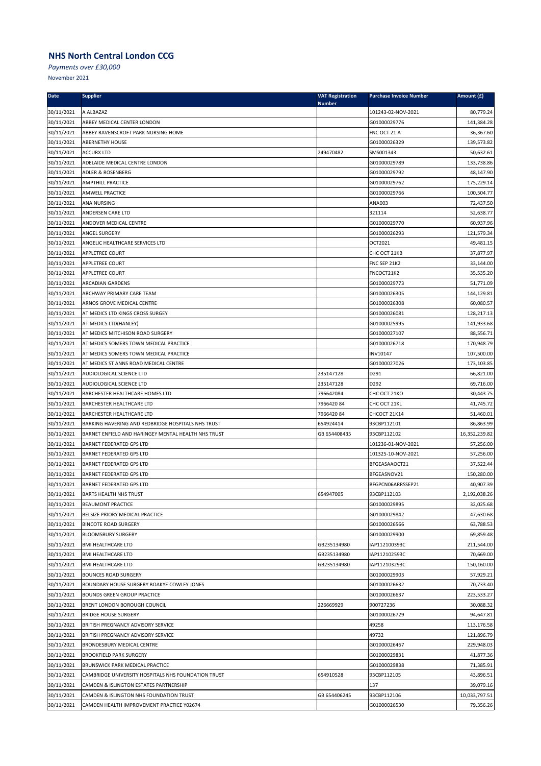# NHS North Central London CCG

*Payments over £30,000*

November 2021

| Date | Supplier | VAT Registration Number | Purchase Invoice Number | Amount (£) |
|---|---|---|---|---|
| 30/11/2021 | A ALBAZAZ | | 101243-02-NOV-2021 | 80,779.24 |
| 30/11/2021 | ABBEY MEDICAL CENTER LONDON | | G01000029776 | 141,384.28 |
| 30/11/2021 | ABBEY RAVENSCROFT PARK NURSING HOME | | FNC OCT 21 A | 36,367.60 |
| 30/11/2021 | ABERNETHY HOUSE | | G01000026329 | 139,573.82 |
| 30/11/2021 | ACCURX LTD | 249470482 | SMS001343 | 50,632.61 |
| 30/11/2021 | ADELAIDE MEDICAL CENTRE LONDON | | G01000029789 | 133,738.86 |
| 30/11/2021 | ADLER & ROSENBERG | | G01000029792 | 48,147.90 |
| 30/11/2021 | AMPTHILL PRACTICE | | G01000029762 | 175,229.14 |
| 30/11/2021 | AMWELL PRACTICE | | G01000029766 | 100,504.77 |
| 30/11/2021 | ANA NURSING | | ANA003 | 72,437.50 |
| 30/11/2021 | ANDERSEN CARE LTD | | 321114 | 52,638.77 |
| 30/11/2021 | ANDOVER MEDICAL CENTRE | | G01000029770 | 60,937.96 |
| 30/11/2021 | ANGEL SURGERY | | G01000026293 | 121,579.34 |
| 30/11/2021 | ANGELIC HEALTHCARE SERVICES LTD | | OCT2021 | 49,481.15 |
| 30/11/2021 | APPLETREE COURT | | CHC OCT 21KB | 37,877.97 |
| 30/11/2021 | APPLETREE COURT | | FNC SEP 21K2 | 33,144.00 |
| 30/11/2021 | APPLETREE COURT | | FNCOCT21K2 | 35,535.20 |
| 30/11/2021 | ARCADIAN GARDENS | | G01000029773 | 51,771.09 |
| 30/11/2021 | ARCHWAY PRIMARY CARE TEAM | | G01000026305 | 144,129.81 |
| 30/11/2021 | ARNOS GROVE MEDICAL CENTRE | | G01000026308 | 60,080.57 |
| 30/11/2021 | AT MEDICS LTD KINGS CROSS SURGEY | | G01000026081 | 128,217.13 |
| 30/11/2021 | AT MEDICS LTD(HANLEY) | | G01000025995 | 141,933.68 |
| 30/11/2021 | AT MEDICS MITCHISON ROAD SURGERY | | G01000027107 | 88,556.71 |
| 30/11/2021 | AT MEDICS SOMERS TOWN MEDICAL PRACTICE | | G01000026718 | 170,948.79 |
| 30/11/2021 | AT MEDICS SOMERS TOWN MEDICAL PRACTICE | | INV10147 | 107,500.00 |
| 30/11/2021 | AT MEDICS ST ANNS ROAD MEDICAL CENTRE | | G01000027026 | 173,103.85 |
| 30/11/2021 | AUDIOLOGICAL SCIENCE LTD | 235147128 | D291 | 66,821.00 |
| 30/11/2021 | AUDIOLOGICAL SCIENCE LTD | 235147128 | D292 | 69,716.00 |
| 30/11/2021 | BARCHESTER HEALTHCARE HOMES LTD | 796642084 | CHC OCT 21KO | 30,443.75 |
| 30/11/2021 | BARCHESTER HEALTHCARE LTD | 7966420 84 | CHC OCT 21KL | 41,745.72 |
| 30/11/2021 | BARCHESTER HEALTHCARE LTD | 7966420 84 | CHCOCT 21K14 | 51,460.01 |
| 30/11/2021 | BARKING HAVERING AND REDBRIDGE HOSPITALS NHS TRUST | 654924414 | 93CBP112101 | 86,863.99 |
| 30/11/2021 | BARNET ENFIELD AND HARINGEY MENTAL HEALTH NHS TRUST | GB 654408435 | 93CBP112102 | 16,352,239.82 |
| 30/11/2021 | BARNET FEDERATED GPS LTD | | 101236-01-NOV-2021 | 57,256.00 |
| 30/11/2021 | BARNET FEDERATED GPS LTD | | 101325-10-NOV-2021 | 57,256.00 |
| 30/11/2021 | BARNET FEDERATED GPS LTD | | BFGEASAAOCT21 | 37,522.44 |
| 30/11/2021 | BARNET FEDERATED GPS LTD | | BFGEASNOV21 | 150,280.00 |
| 30/11/2021 | BARNET FEDERATED GPS LTD | | BFGPCN06ARRSSEP21 | 40,907.39 |
| 30/11/2021 | BARTS HEALTH NHS TRUST | 654947005 | 93CBP112103 | 2,192,038.26 |
| 30/11/2021 | BEAUMONT PRACTICE | | G01000029895 | 32,025.68 |
| 30/11/2021 | BELSIZE PRIORY MEDICAL PRACTICE | | G01000029842 | 47,630.68 |
| 30/11/2021 | BINCOTE ROAD SURGERY | | G01000026566 | 63,788.53 |
| 30/11/2021 | BLOOMSBURY SURGERY | | G01000029900 | 69,859.48 |
| 30/11/2021 | BMI HEALTHCARE LTD | GB235134980 | IAP112100393C | 211,544.00 |
| 30/11/2021 | BMI HEALTHCARE LTD | GB235134980 | IAP112102593C | 70,669.00 |
| 30/11/2021 | BMI HEALTHCARE LTD | GB235134980 | IAP112103293C | 150,160.00 |
| 30/11/2021 | BOUNCES ROAD SURGERY | | G01000029903 | 57,929.21 |
| 30/11/2021 | BOUNDARY HOUSE SURGERY BOAKYE COWLEY JONES | | G01000026632 | 70,733.40 |
| 30/11/2021 | BOUNDS GREEN GROUP PRACTICE | | G01000026637 | 223,533.27 |
| 30/11/2021 | BRENT LONDON BOROUGH COUNCIL | 226669929 | 900727236 | 30,088.32 |
| 30/11/2021 | BRIDGE HOUSE SURGERY | | G01000026729 | 94,647.81 |
| 30/11/2021 | BRITISH PREGNANCY ADVISORY SERVICE | | 49258 | 113,176.58 |
| 30/11/2021 | BRITISH PREGNANCY ADVISORY SERVICE | | 49732 | 121,896.79 |
| 30/11/2021 | BRONDESBURY MEDICAL CENTRE | | G01000026467 | 229,948.03 |
| 30/11/2021 | BROOKFIELD PARK SURGERY | | G01000029831 | 41,877.36 |
| 30/11/2021 | BRUNSWICK PARK MEDICAL PRACTICE | | G01000029838 | 71,385.91 |
| 30/11/2021 | CAMBRIDGE UNIVERSITY HOSPITALS NHS FOUNDATION TRUST | 654910528 | 93CBP112105 | 43,896.51 |
| 30/11/2021 | CAMDEN & ISLINGTON ESTATES PARTNERSHIP | | 137 | 39,079.16 |
| 30/11/2021 | CAMDEN & ISLINGTON NHS FOUNDATION TRUST | GB 654406245 | 93CBP112106 | 10,033,797.51 |
| 30/11/2021 | CAMDEN HEALTH IMPROVEMENT PRACTICE Y02674 | | G01000026530 | 79,356.26 |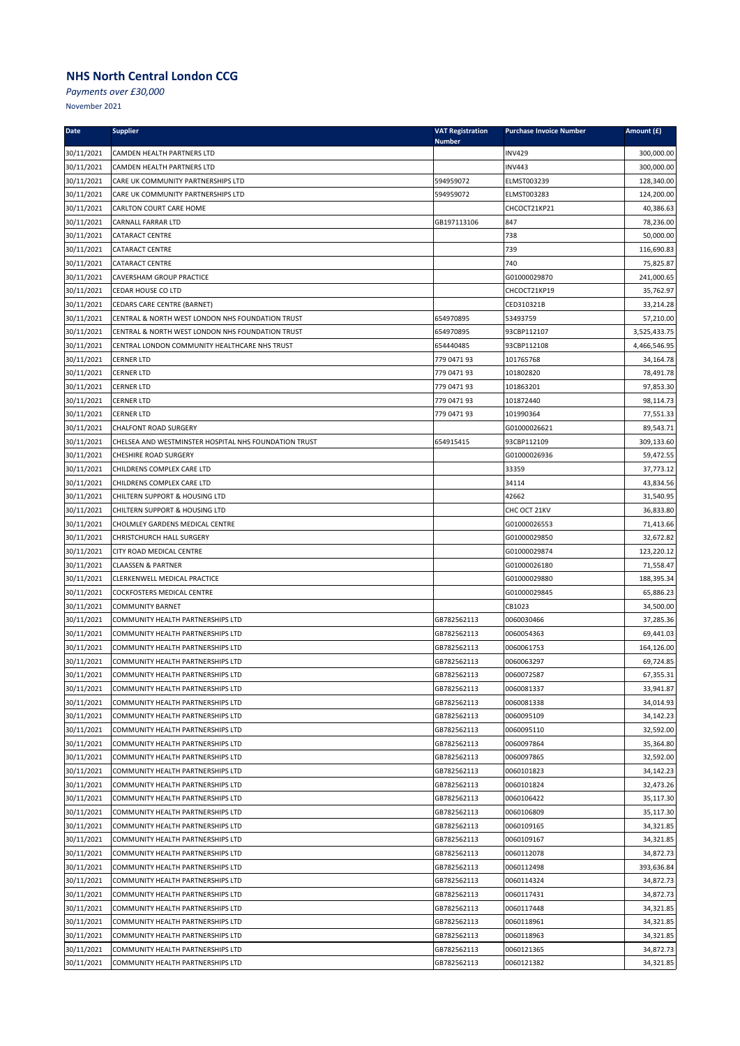## NHS North Central London CCG

*Payments over £30,000*

November 2021

| Date | Supplier | VAT Registration Number | Purchase Invoice Number | Amount (£) |
|---|---|---|---|---|
| 30/11/2021 | CAMDEN HEALTH PARTNERS LTD | | INV429 | 300,000.00 |
| 30/11/2021 | CAMDEN HEALTH PARTNERS LTD | | INV443 | 300,000.00 |
| 30/11/2021 | CARE UK COMMUNITY PARTNERSHIPS LTD | 594959072 | ELMST003239 | 128,340.00 |
| 30/11/2021 | CARE UK COMMUNITY PARTNERSHIPS LTD | 594959072 | ELMST003283 | 124,200.00 |
| 30/11/2021 | CARLTON COURT CARE HOME | | CHCOCT21KP21 | 40,386.63 |
| 30/11/2021 | CARNALL FARRAR LTD | GB197113106 | 847 | 78,236.00 |
| 30/11/2021 | CATARACT CENTRE | | 738 | 50,000.00 |
| 30/11/2021 | CATARACT CENTRE | | 739 | 116,690.83 |
| 30/11/2021 | CATARACT CENTRE | | 740 | 75,825.87 |
| 30/11/2021 | CAVERSHAM GROUP PRACTICE | | G01000029870 | 241,000.65 |
| 30/11/2021 | CEDAR HOUSE CO LTD | | CHCOCT21KP19 | 35,762.97 |
| 30/11/2021 | CEDARS CARE CENTRE (BARNET) | | CED310321B | 33,214.28 |
| 30/11/2021 | CENTRAL & NORTH WEST LONDON NHS FOUNDATION TRUST | 654970895 | 53493759 | 57,210.00 |
| 30/11/2021 | CENTRAL & NORTH WEST LONDON NHS FOUNDATION TRUST | 654970895 | 93CBP112107 | 3,525,433.75 |
| 30/11/2021 | CENTRAL LONDON COMMUNITY HEALTHCARE NHS TRUST | 654440485 | 93CBP112108 | 4,466,546.95 |
| 30/11/2021 | CERNER LTD | 779 0471 93 | 101765768 | 34,164.78 |
| 30/11/2021 | CERNER LTD | 779 0471 93 | 101802820 | 78,491.78 |
| 30/11/2021 | CERNER LTD | 779 0471 93 | 101863201 | 97,853.30 |
| 30/11/2021 | CERNER LTD | 779 0471 93 | 101872440 | 98,114.73 |
| 30/11/2021 | CERNER LTD | 779 0471 93 | 101990364 | 77,551.33 |
| 30/11/2021 | CHALFONT ROAD SURGERY | | G01000026621 | 89,543.71 |
| 30/11/2021 | CHELSEA AND WESTMINSTER HOSPITAL NHS FOUNDATION TRUST | 654915415 | 93CBP112109 | 309,133.60 |
| 30/11/2021 | CHESHIRE ROAD SURGERY | | G01000026936 | 59,472.55 |
| 30/11/2021 | CHILDRENS COMPLEX CARE LTD | | 33359 | 37,773.12 |
| 30/11/2021 | CHILDRENS COMPLEX CARE LTD | | 34114 | 43,834.56 |
| 30/11/2021 | CHILTERN SUPPORT & HOUSING LTD | | 42662 | 31,540.95 |
| 30/11/2021 | CHILTERN SUPPORT & HOUSING LTD | | CHC OCT 21KV | 36,833.80 |
| 30/11/2021 | CHOLMLEY GARDENS MEDICAL CENTRE | | G01000026553 | 71,413.66 |
| 30/11/2021 | CHRISTCHURCH HALL SURGERY | | G01000029850 | 32,672.82 |
| 30/11/2021 | CITY ROAD MEDICAL CENTRE | | G01000029874 | 123,220.12 |
| 30/11/2021 | CLAASSEN & PARTNER | | G01000026180 | 71,558.47 |
| 30/11/2021 | CLERKENWELL MEDICAL PRACTICE | | G01000029880 | 188,395.34 |
| 30/11/2021 | COCKFOSTERS MEDICAL CENTRE | | G01000029845 | 65,886.23 |
| 30/11/2021 | COMMUNITY BARNET | | CB1023 | 34,500.00 |
| 30/11/2021 | COMMUNITY HEALTH PARTNERSHIPS LTD | GB782562113 | 0060030466 | 37,285.36 |
| 30/11/2021 | COMMUNITY HEALTH PARTNERSHIPS LTD | GB782562113 | 0060054363 | 69,441.03 |
| 30/11/2021 | COMMUNITY HEALTH PARTNERSHIPS LTD | GB782562113 | 0060061753 | 164,126.00 |
| 30/11/2021 | COMMUNITY HEALTH PARTNERSHIPS LTD | GB782562113 | 0060063297 | 69,724.85 |
| 30/11/2021 | COMMUNITY HEALTH PARTNERSHIPS LTD | GB782562113 | 0060072587 | 67,355.31 |
| 30/11/2021 | COMMUNITY HEALTH PARTNERSHIPS LTD | GB782562113 | 0060081337 | 33,941.87 |
| 30/11/2021 | COMMUNITY HEALTH PARTNERSHIPS LTD | GB782562113 | 0060081338 | 34,014.93 |
| 30/11/2021 | COMMUNITY HEALTH PARTNERSHIPS LTD | GB782562113 | 0060095109 | 34,142.23 |
| 30/11/2021 | COMMUNITY HEALTH PARTNERSHIPS LTD | GB782562113 | 0060095110 | 32,592.00 |
| 30/11/2021 | COMMUNITY HEALTH PARTNERSHIPS LTD | GB782562113 | 0060097864 | 35,364.80 |
| 30/11/2021 | COMMUNITY HEALTH PARTNERSHIPS LTD | GB782562113 | 0060097865 | 32,592.00 |
| 30/11/2021 | COMMUNITY HEALTH PARTNERSHIPS LTD | GB782562113 | 0060101823 | 34,142.23 |
| 30/11/2021 | COMMUNITY HEALTH PARTNERSHIPS LTD | GB782562113 | 0060101824 | 32,473.26 |
| 30/11/2021 | COMMUNITY HEALTH PARTNERSHIPS LTD | GB782562113 | 0060106422 | 35,117.30 |
| 30/11/2021 | COMMUNITY HEALTH PARTNERSHIPS LTD | GB782562113 | 0060106809 | 35,117.30 |
| 30/11/2021 | COMMUNITY HEALTH PARTNERSHIPS LTD | GB782562113 | 0060109165 | 34,321.85 |
| 30/11/2021 | COMMUNITY HEALTH PARTNERSHIPS LTD | GB782562113 | 0060109167 | 34,321.85 |
| 30/11/2021 | COMMUNITY HEALTH PARTNERSHIPS LTD | GB782562113 | 0060112078 | 34,872.73 |
| 30/11/2021 | COMMUNITY HEALTH PARTNERSHIPS LTD | GB782562113 | 0060112498 | 393,636.84 |
| 30/11/2021 | COMMUNITY HEALTH PARTNERSHIPS LTD | GB782562113 | 0060114324 | 34,872.73 |
| 30/11/2021 | COMMUNITY HEALTH PARTNERSHIPS LTD | GB782562113 | 0060117431 | 34,872.73 |
| 30/11/2021 | COMMUNITY HEALTH PARTNERSHIPS LTD | GB782562113 | 0060117448 | 34,321.85 |
| 30/11/2021 | COMMUNITY HEALTH PARTNERSHIPS LTD | GB782562113 | 0060118961 | 34,321.85 |
| 30/11/2021 | COMMUNITY HEALTH PARTNERSHIPS LTD | GB782562113 | 0060118963 | 34,321.85 |
| 30/11/2021 | COMMUNITY HEALTH PARTNERSHIPS LTD | GB782562113 | 0060121365 | 34,872.73 |
| 30/11/2021 | COMMUNITY HEALTH PARTNERSHIPS LTD | GB782562113 | 0060121382 | 34,321.85 |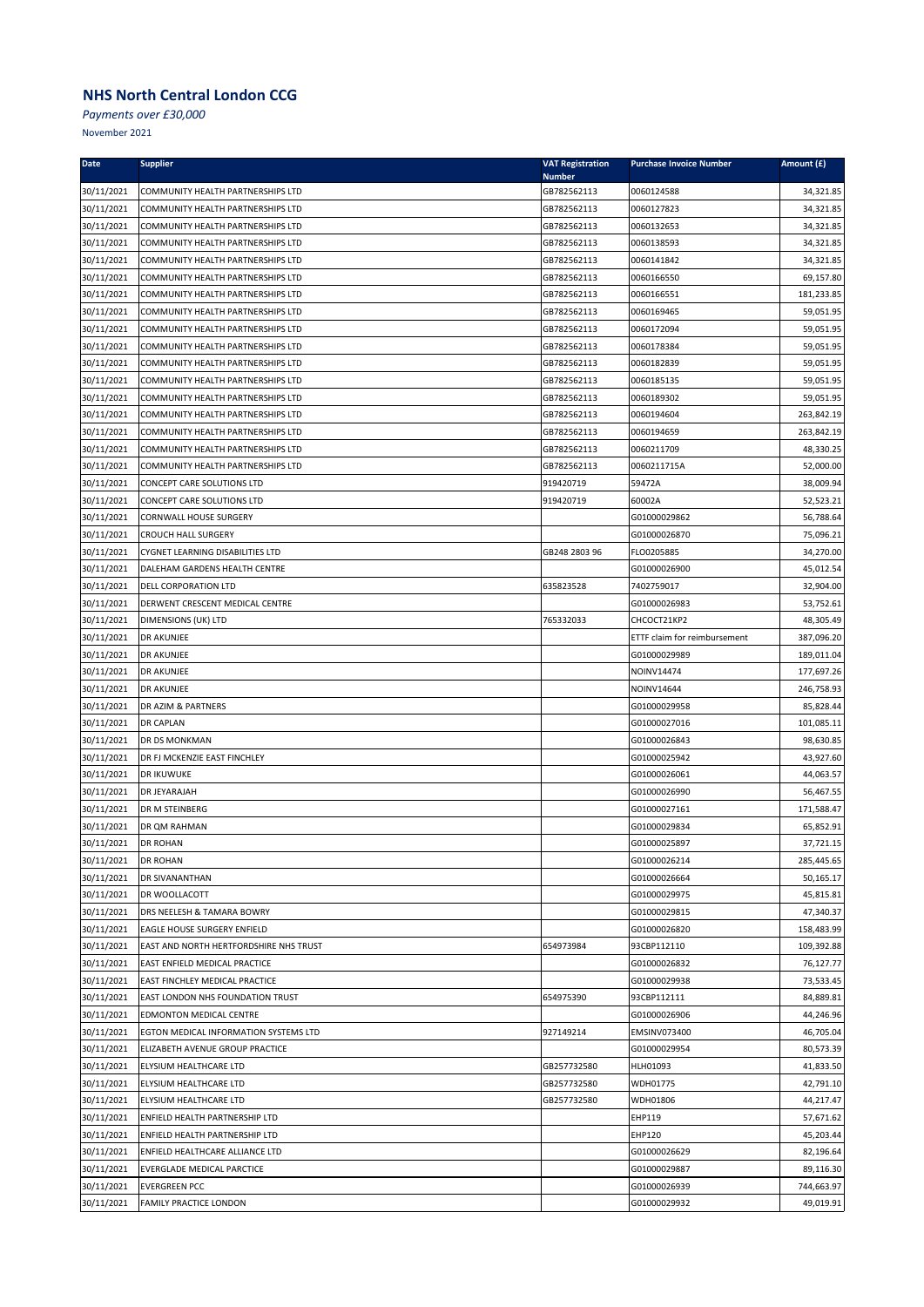# NHS North Central London CCG

*Payments over £30,000*

November 2021

| Date | Supplier | VAT Registration Number | Purchase Invoice Number | Amount (£) |
|---|---|---|---|---|
| 30/11/2021 | COMMUNITY HEALTH PARTNERSHIPS LTD | GB782562113 | 0060124588 | 34,321.85 |
| 30/11/2021 | COMMUNITY HEALTH PARTNERSHIPS LTD | GB782562113 | 0060127823 | 34,321.85 |
| 30/11/2021 | COMMUNITY HEALTH PARTNERSHIPS LTD | GB782562113 | 0060132653 | 34,321.85 |
| 30/11/2021 | COMMUNITY HEALTH PARTNERSHIPS LTD | GB782562113 | 0060138593 | 34,321.85 |
| 30/11/2021 | COMMUNITY HEALTH PARTNERSHIPS LTD | GB782562113 | 0060141842 | 34,321.85 |
| 30/11/2021 | COMMUNITY HEALTH PARTNERSHIPS LTD | GB782562113 | 0060166550 | 69,157.80 |
| 30/11/2021 | COMMUNITY HEALTH PARTNERSHIPS LTD | GB782562113 | 0060166551 | 181,233.85 |
| 30/11/2021 | COMMUNITY HEALTH PARTNERSHIPS LTD | GB782562113 | 0060169465 | 59,051.95 |
| 30/11/2021 | COMMUNITY HEALTH PARTNERSHIPS LTD | GB782562113 | 0060172094 | 59,051.95 |
| 30/11/2021 | COMMUNITY HEALTH PARTNERSHIPS LTD | GB782562113 | 0060178384 | 59,051.95 |
| 30/11/2021 | COMMUNITY HEALTH PARTNERSHIPS LTD | GB782562113 | 0060182839 | 59,051.95 |
| 30/11/2021 | COMMUNITY HEALTH PARTNERSHIPS LTD | GB782562113 | 0060185135 | 59,051.95 |
| 30/11/2021 | COMMUNITY HEALTH PARTNERSHIPS LTD | GB782562113 | 0060189302 | 59,051.95 |
| 30/11/2021 | COMMUNITY HEALTH PARTNERSHIPS LTD | GB782562113 | 0060194604 | 263,842.19 |
| 30/11/2021 | COMMUNITY HEALTH PARTNERSHIPS LTD | GB782562113 | 0060194659 | 263,842.19 |
| 30/11/2021 | COMMUNITY HEALTH PARTNERSHIPS LTD | GB782562113 | 0060211709 | 48,330.25 |
| 30/11/2021 | COMMUNITY HEALTH PARTNERSHIPS LTD | GB782562113 | 0060211715A | 52,000.00 |
| 30/11/2021 | CONCEPT CARE SOLUTIONS LTD | 919420719 | 59472A | 38,009.94 |
| 30/11/2021 | CONCEPT CARE SOLUTIONS LTD | 919420719 | 60002A | 52,523.21 |
| 30/11/2021 | CORNWALL HOUSE SURGERY | | G01000029862 | 56,788.64 |
| 30/11/2021 | CROUCH HALL SURGERY | | G01000026870 | 75,096.21 |
| 30/11/2021 | CYGNET LEARNING DISABILITIES LTD | GB248 2803 96 | FLO0205885 | 34,270.00 |
| 30/11/2021 | DALEHAM GARDENS HEALTH CENTRE | | G01000026900 | 45,012.54 |
| 30/11/2021 | DELL CORPORATION LTD | 635823528 | 7402759017 | 32,904.00 |
| 30/11/2021 | DERWENT CRESCENT MEDICAL CENTRE | | G01000026983 | 53,752.61 |
| 30/11/2021 | DIMENSIONS (UK) LTD | 765332033 | CHCOCT21KP2 | 48,305.49 |
| 30/11/2021 | DR AKUNJEE | | ETTF claim for reimbursement | 387,096.20 |
| 30/11/2021 | DR AKUNJEE | | G01000029989 | 189,011.04 |
| 30/11/2021 | DR AKUNJEE | | NOINV14474 | 177,697.26 |
| 30/11/2021 | DR AKUNJEE | | NOINV14644 | 246,758.93 |
| 30/11/2021 | DR AZIM & PARTNERS | | G01000029958 | 85,828.44 |
| 30/11/2021 | DR CAPLAN | | G01000027016 | 101,085.11 |
| 30/11/2021 | DR DS MONKMAN | | G01000026843 | 98,630.85 |
| 30/11/2021 | DR FJ MCKENZIE EAST FINCHLEY | | G01000025942 | 43,927.60 |
| 30/11/2021 | DR IKUWUKE | | G01000026061 | 44,063.57 |
| 30/11/2021 | DR JEYARAJAH | | G01000026990 | 56,467.55 |
| 30/11/2021 | DR M STEINBERG | | G01000027161 | 171,588.47 |
| 30/11/2021 | DR QM RAHMAN | | G01000029834 | 65,852.91 |
| 30/11/2021 | DR ROHAN | | G01000025897 | 37,721.15 |
| 30/11/2021 | DR ROHAN | | G01000026214 | 285,445.65 |
| 30/11/2021 | DR SIVANANTHAN | | G01000026664 | 50,165.17 |
| 30/11/2021 | DR WOOLLACOTT | | G01000029975 | 45,815.81 |
| 30/11/2021 | DRS NEELESH & TAMARA BOWRY | | G01000029815 | 47,340.37 |
| 30/11/2021 | EAGLE HOUSE SURGERY ENFIELD | | G01000026820 | 158,483.99 |
| 30/11/2021 | EAST AND NORTH HERTFORDSHIRE NHS TRUST | 654973984 | 93CBP112110 | 109,392.88 |
| 30/11/2021 | EAST ENFIELD MEDICAL PRACTICE | | G01000026832 | 76,127.77 |
| 30/11/2021 | EAST FINCHLEY MEDICAL PRACTICE | | G01000029938 | 73,533.45 |
| 30/11/2021 | EAST LONDON NHS FOUNDATION TRUST | 654975390 | 93CBP112111 | 84,889.81 |
| 30/11/2021 | EDMONTON MEDICAL CENTRE | | G01000026906 | 44,246.96 |
| 30/11/2021 | EGTON MEDICAL INFORMATION SYSTEMS LTD | 927149214 | EMSINV073400 | 46,705.04 |
| 30/11/2021 | ELIZABETH AVENUE GROUP PRACTICE | | G01000029954 | 80,573.39 |
| 30/11/2021 | ELYSIUM HEALTHCARE LTD | GB257732580 | HLH01093 | 41,833.50 |
| 30/11/2021 | ELYSIUM HEALTHCARE LTD | GB257732580 | WDH01775 | 42,791.10 |
| 30/11/2021 | ELYSIUM HEALTHCARE LTD | GB257732580 | WDH01806 | 44,217.47 |
| 30/11/2021 | ENFIELD HEALTH PARTNERSHIP LTD | | EHP119 | 57,671.62 |
| 30/11/2021 | ENFIELD HEALTH PARTNERSHIP LTD | | EHP120 | 45,203.44 |
| 30/11/2021 | ENFIELD HEALTHCARE ALLIANCE LTD | | G01000026629 | 82,196.64 |
| 30/11/2021 | EVERGLADE MEDICAL PARCTICE | | G01000029887 | 89,116.30 |
| 30/11/2021 | EVERGREEN PCC | | G01000026939 | 744,663.97 |
| 30/11/2021 | FAMILY PRACTICE LONDON | | G01000029932 | 49,019.91 |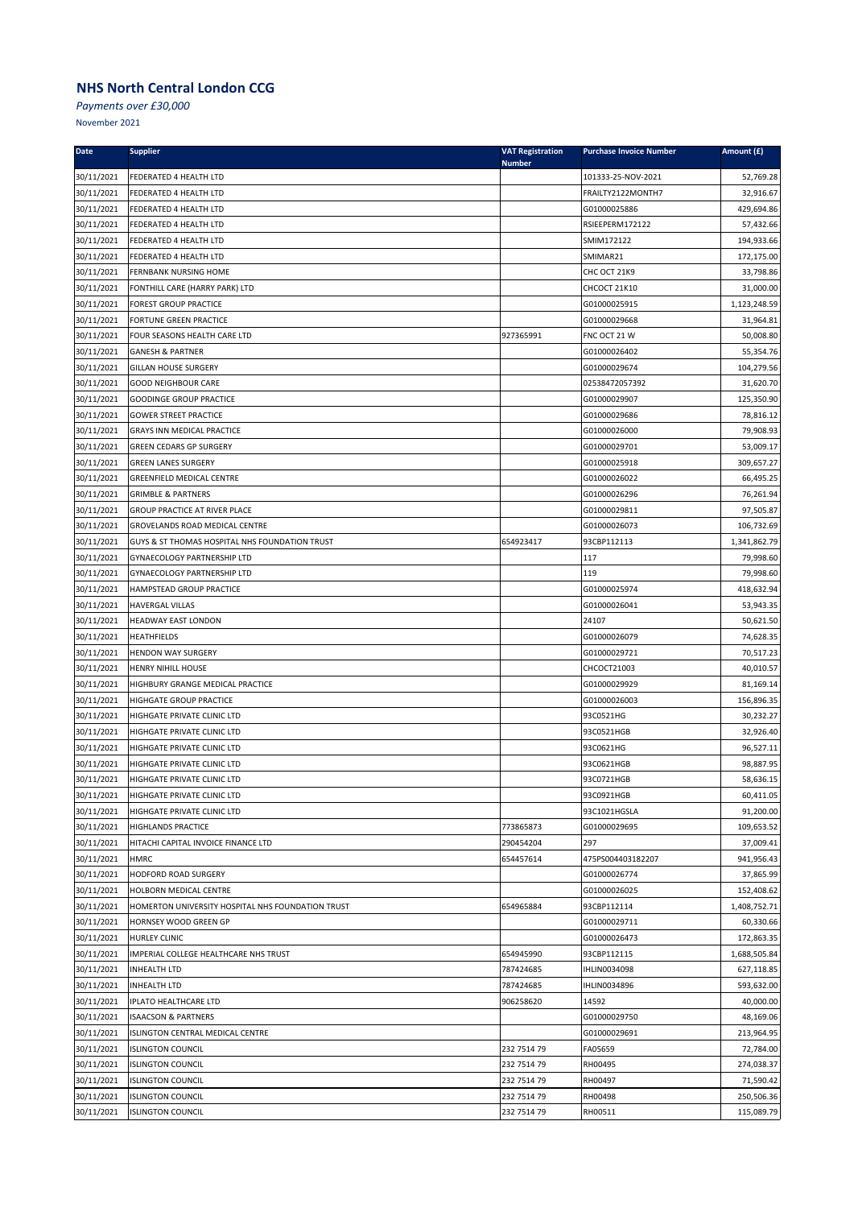## NHS North Central London CCG

*Payments over £30,000*

November 2021

| Date | Supplier | VAT Registration Number | Purchase Invoice Number | Amount (£) |
|---|---|---|---|---|
| 30/11/2021 | FEDERATED 4 HEALTH LTD | | 101333-25-NOV-2021 | 52,769.28 |
| 30/11/2021 | FEDERATED 4 HEALTH LTD | | FRAILTY2122MONTH7 | 32,916.67 |
| 30/11/2021 | FEDERATED 4 HEALTH LTD | | G01000025886 | 429,694.86 |
| 30/11/2021 | FEDERATED 4 HEALTH LTD | | RSIEEPERM172122 | 57,432.66 |
| 30/11/2021 | FEDERATED 4 HEALTH LTD | | SMIM172122 | 194,933.66 |
| 30/11/2021 | FEDERATED 4 HEALTH LTD | | SMIMAR21 | 172,175.00 |
| 30/11/2021 | FERNBANK NURSING HOME | | CHC OCT 21K9 | 33,798.86 |
| 30/11/2021 | FONTHILL CARE (HARRY PARK) LTD | | CHCOCT 21K10 | 31,000.00 |
| 30/11/2021 | FOREST GROUP PRACTICE | | G01000025915 | 1,123,248.59 |
| 30/11/2021 | FORTUNE GREEN PRACTICE | | G01000029668 | 31,964.81 |
| 30/11/2021 | FOUR SEASONS HEALTH CARE LTD | 927365991 | FNC OCT 21 W | 50,008.80 |
| 30/11/2021 | GANESH & PARTNER | | G01000026402 | 55,354.76 |
| 30/11/2021 | GILLAN HOUSE SURGERY | | G01000029674 | 104,279.56 |
| 30/11/2021 | GOOD NEIGHBOUR CARE | | 02538472057392 | 31,620.70 |
| 30/11/2021 | GOODINGE GROUP PRACTICE | | G01000029907 | 125,350.90 |
| 30/11/2021 | GOWER STREET PRACTICE | | G01000029686 | 78,816.12 |
| 30/11/2021 | GRAYS INN MEDICAL PRACTICE | | G01000026000 | 79,908.93 |
| 30/11/2021 | GREEN CEDARS GP SURGERY | | G01000029701 | 53,009.17 |
| 30/11/2021 | GREEN LANES SURGERY | | G01000025918 | 309,657.27 |
| 30/11/2021 | GREENFIELD MEDICAL CENTRE | | G01000026022 | 66,495.25 |
| 30/11/2021 | GRIMBLE & PARTNERS | | G01000026296 | 76,261.94 |
| 30/11/2021 | GROUP PRACTICE AT RIVER PLACE | | G01000029811 | 97,505.87 |
| 30/11/2021 | GROVELANDS ROAD MEDICAL CENTRE | | G01000026073 | 106,732.69 |
| 30/11/2021 | GUYS & ST THOMAS HOSPITAL NHS FOUNDATION TRUST | 654923417 | 93CBP112113 | 1,341,862.79 |
| 30/11/2021 | GYNAECOLOGY PARTNERSHIP LTD | | 117 | 79,998.60 |
| 30/11/2021 | GYNAECOLOGY PARTNERSHIP LTD | | 119 | 79,998.60 |
| 30/11/2021 | HAMPSTEAD GROUP PRACTICE | | G01000025974 | 418,632.94 |
| 30/11/2021 | HAVERGAL VILLAS | | G01000026041 | 53,943.35 |
| 30/11/2021 | HEADWAY EAST LONDON | | 24107 | 50,621.50 |
| 30/11/2021 | HEATHFIELDS | | G01000026079 | 74,628.35 |
| 30/11/2021 | HENDON WAY SURGERY | | G01000029721 | 70,517.23 |
| 30/11/2021 | HENRY NIHILL HOUSE | | CHCOCT21003 | 40,010.57 |
| 30/11/2021 | HIGHBURY GRANGE MEDICAL PRACTICE | | G01000029929 | 81,169.14 |
| 30/11/2021 | HIGHGATE GROUP PRACTICE | | G01000026003 | 156,896.35 |
| 30/11/2021 | HIGHGATE PRIVATE CLINIC LTD | | 93C0521HG | 30,232.27 |
| 30/11/2021 | HIGHGATE PRIVATE CLINIC LTD | | 93C0521HGB | 32,926.40 |
| 30/11/2021 | HIGHGATE PRIVATE CLINIC LTD | | 93C0621HG | 96,527.11 |
| 30/11/2021 | HIGHGATE PRIVATE CLINIC LTD | | 93C0621HGB | 98,887.95 |
| 30/11/2021 | HIGHGATE PRIVATE CLINIC LTD | | 93C0721HGB | 58,636.15 |
| 30/11/2021 | HIGHGATE PRIVATE CLINIC LTD | | 93C0921HGB | 60,411.05 |
| 30/11/2021 | HIGHGATE PRIVATE CLINIC LTD | | 93C1021HGSLA | 91,200.00 |
| 30/11/2021 | HIGHLANDS PRACTICE | 773865873 | G01000029695 | 109,653.52 |
| 30/11/2021 | HITACHI CAPITAL INVOICE FINANCE LTD | 290454204 | 297 | 37,009.41 |
| 30/11/2021 | HMRC | 654457614 | 475PS004403182207 | 941,956.43 |
| 30/11/2021 | HODFORD ROAD SURGERY | | G01000026774 | 37,865.99 |
| 30/11/2021 | HOLBORN MEDICAL CENTRE | | G01000026025 | 152,408.62 |
| 30/11/2021 | HOMERTON UNIVERSITY HOSPITAL NHS FOUNDATION TRUST | 654965884 | 93CBP112114 | 1,408,752.71 |
| 30/11/2021 | HORNSEY WOOD GREEN GP | | G01000029711 | 60,330.66 |
| 30/11/2021 | HURLEY CLINIC | | G01000026473 | 172,863.35 |
| 30/11/2021 | IMPERIAL COLLEGE HEALTHCARE NHS TRUST | 654945990 | 93CBP112115 | 1,688,505.84 |
| 30/11/2021 | INHEALTH LTD | 787424685 | IHLIN0034098 | 627,118.85 |
| 30/11/2021 | INHEALTH LTD | 787424685 | IHLIN0034896 | 593,632.00 |
| 30/11/2021 | IPLATO HEALTHCARE LTD | 906258620 | 14592 | 40,000.00 |
| 30/11/2021 | ISAACSON & PARTNERS | | G01000029750 | 48,169.06 |
| 30/11/2021 | ISLINGTON CENTRAL MEDICAL CENTRE | | G01000029691 | 213,964.95 |
| 30/11/2021 | ISLINGTON COUNCIL | 232 7514 79 | FA05659 | 72,784.00 |
| 30/11/2021 | ISLINGTON COUNCIL | 232 7514 79 | RH00495 | 274,038.37 |
| 30/11/2021 | ISLINGTON COUNCIL | 232 7514 79 | RH00497 | 71,590.42 |
| 30/11/2021 | ISLINGTON COUNCIL | 232 7514 79 | RH00498 | 250,506.36 |
| 30/11/2021 | ISLINGTON COUNCIL | 232 7514 79 | RH00511 | 115,089.79 |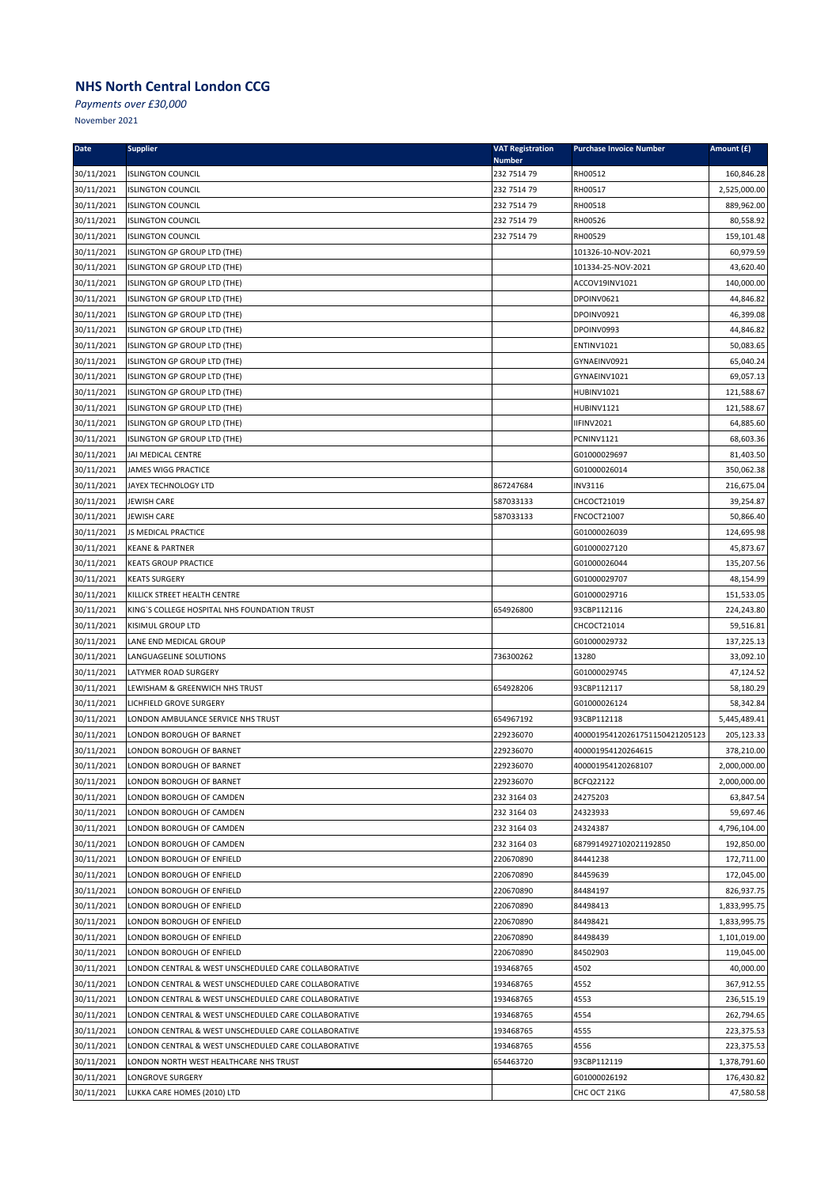## NHS North Central London CCG

*Payments over £30,000*

November 2021

| Date | Supplier | VAT Registration Number | Purchase Invoice Number | Amount (£) |
|---|---|---|---|---|
| 30/11/2021 | ISLINGTON COUNCIL | 232 7514 79 | RH00512 | 160,846.28 |
| 30/11/2021 | ISLINGTON COUNCIL | 232 7514 79 | RH00517 | 2,525,000.00 |
| 30/11/2021 | ISLINGTON COUNCIL | 232 7514 79 | RH00518 | 889,962.00 |
| 30/11/2021 | ISLINGTON COUNCIL | 232 7514 79 | RH00526 | 80,558.92 |
| 30/11/2021 | ISLINGTON COUNCIL | 232 7514 79 | RH00529 | 159,101.48 |
| 30/11/2021 | ISLINGTON GP GROUP LTD (THE) | | 101326-10-NOV-2021 | 60,979.59 |
| 30/11/2021 | ISLINGTON GP GROUP LTD (THE) | | 101334-25-NOV-2021 | 43,620.40 |
| 30/11/2021 | ISLINGTON GP GROUP LTD (THE) | | ACCOV19INV1021 | 140,000.00 |
| 30/11/2021 | ISLINGTON GP GROUP LTD (THE) | | DPOINV0621 | 44,846.82 |
| 30/11/2021 | ISLINGTON GP GROUP LTD (THE) | | DPOINV0921 | 46,399.08 |
| 30/11/2021 | ISLINGTON GP GROUP LTD (THE) | | DPOINV0993 | 44,846.82 |
| 30/11/2021 | ISLINGTON GP GROUP LTD (THE) | | ENTINV1021 | 50,083.65 |
| 30/11/2021 | ISLINGTON GP GROUP LTD (THE) | | GYNAEINV0921 | 65,040.24 |
| 30/11/2021 | ISLINGTON GP GROUP LTD (THE) | | GYNAEINV1021 | 69,057.13 |
| 30/11/2021 | ISLINGTON GP GROUP LTD (THE) | | HUBINV1021 | 121,588.67 |
| 30/11/2021 | ISLINGTON GP GROUP LTD (THE) | | HUBINV1121 | 121,588.67 |
| 30/11/2021 | ISLINGTON GP GROUP LTD (THE) | | IIFINV2021 | 64,885.60 |
| 30/11/2021 | ISLINGTON GP GROUP LTD (THE) | | PCNINV1121 | 68,603.36 |
| 30/11/2021 | JAI MEDICAL CENTRE | | G01000029697 | 81,403.50 |
| 30/11/2021 | JAMES WIGG PRACTICE | | G01000026014 | 350,062.38 |
| 30/11/2021 | JAYEX TECHNOLOGY LTD | 867247684 | INV3116 | 216,675.04 |
| 30/11/2021 | JEWISH CARE | 587033133 | CHCOCT21019 | 39,254.87 |
| 30/11/2021 | JEWISH CARE | 587033133 | FNCOCT21007 | 50,866.40 |
| 30/11/2021 | JS MEDICAL PRACTICE | | G01000026039 | 124,695.98 |
| 30/11/2021 | KEANE & PARTNER | | G01000027120 | 45,873.67 |
| 30/11/2021 | KEATS GROUP PRACTICE | | G01000026044 | 135,207.56 |
| 30/11/2021 | KEATS SURGERY | | G01000029707 | 48,154.99 |
| 30/11/2021 | KILLICK STREET HEALTH CENTRE | | G01000029716 | 151,533.05 |
| 30/11/2021 | KING'S COLLEGE HOSPITAL NHS FOUNDATION TRUST | 654926800 | 93CBP112116 | 224,243.80 |
| 30/11/2021 | KISIMUL GROUP LTD | | CHCOCT21014 | 59,516.81 |
| 30/11/2021 | LANE END MEDICAL GROUP | | G01000029732 | 137,225.13 |
| 30/11/2021 | LANGUAGELINE SOLUTIONS | 736300262 | 13280 | 33,092.10 |
| 30/11/2021 | LATYMER ROAD SURGERY | | G01000029745 | 47,124.52 |
| 30/11/2021 | LEWISHAM & GREENWICH NHS TRUST | 654928206 | 93CBP112117 | 58,180.29 |
| 30/11/2021 | LICHFIELD GROVE SURGERY | | G01000026124 | 58,342.84 |
| 30/11/2021 | LONDON AMBULANCE SERVICE NHS TRUST | 654967192 | 93CBP112118 | 5,445,489.41 |
| 30/11/2021 | LONDON BOROUGH OF BARNET | 229236070 | 400001954120261751150421205123 | 205,123.33 |
| 30/11/2021 | LONDON BOROUGH OF BARNET | 229236070 | 400001954120264615 | 378,210.00 |
| 30/11/2021 | LONDON BOROUGH OF BARNET | 229236070 | 400001954120268107 | 2,000,000.00 |
| 30/11/2021 | LONDON BOROUGH OF BARNET | 229236070 | BCFQ22122 | 2,000,000.00 |
| 30/11/2021 | LONDON BOROUGH OF CAMDEN | 232 3164 03 | 24275203 | 63,847.54 |
| 30/11/2021 | LONDON BOROUGH OF CAMDEN | 232 3164 03 | 24323933 | 59,697.46 |
| 30/11/2021 | LONDON BOROUGH OF CAMDEN | 232 3164 03 | 24324387 | 4,796,104.00 |
| 30/11/2021 | LONDON BOROUGH OF CAMDEN | 232 3164 03 | 6879914927102021192850 | 192,850.00 |
| 30/11/2021 | LONDON BOROUGH OF ENFIELD | 220670890 | 84441238 | 172,711.00 |
| 30/11/2021 | LONDON BOROUGH OF ENFIELD | 220670890 | 84459639 | 172,045.00 |
| 30/11/2021 | LONDON BOROUGH OF ENFIELD | 220670890 | 84484197 | 826,937.75 |
| 30/11/2021 | LONDON BOROUGH OF ENFIELD | 220670890 | 84498413 | 1,833,995.75 |
| 30/11/2021 | LONDON BOROUGH OF ENFIELD | 220670890 | 84498421 | 1,833,995.75 |
| 30/11/2021 | LONDON BOROUGH OF ENFIELD | 220670890 | 84498439 | 1,101,019.00 |
| 30/11/2021 | LONDON BOROUGH OF ENFIELD | 220670890 | 84502903 | 119,045.00 |
| 30/11/2021 | LONDON CENTRAL & WEST UNSCHEDULED CARE COLLABORATIVE | 193468765 | 4502 | 40,000.00 |
| 30/11/2021 | LONDON CENTRAL & WEST UNSCHEDULED CARE COLLABORATIVE | 193468765 | 4552 | 367,912.55 |
| 30/11/2021 | LONDON CENTRAL & WEST UNSCHEDULED CARE COLLABORATIVE | 193468765 | 4553 | 236,515.19 |
| 30/11/2021 | LONDON CENTRAL & WEST UNSCHEDULED CARE COLLABORATIVE | 193468765 | 4554 | 262,794.65 |
| 30/11/2021 | LONDON CENTRAL & WEST UNSCHEDULED CARE COLLABORATIVE | 193468765 | 4555 | 223,375.53 |
| 30/11/2021 | LONDON CENTRAL & WEST UNSCHEDULED CARE COLLABORATIVE | 193468765 | 4556 | 223,375.53 |
| 30/11/2021 | LONDON NORTH WEST HEALTHCARE NHS TRUST | 654463720 | 93CBP112119 | 1,378,791.60 |
| 30/11/2021 | LONGROVE SURGERY | | G01000026192 | 176,430.82 |
| 30/11/2021 | LUKKA CARE HOMES (2010) LTD | | CHC OCT 21KG | 47,580.58 |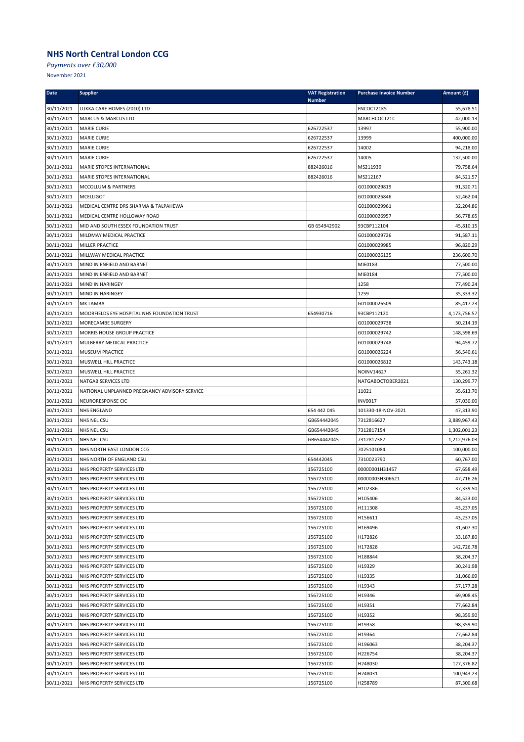## NHS North Central London CCG

*Payments over £30,000*

November 2021

| Date | Supplier | VAT Registration Number | Purchase Invoice Number | Amount (£) |
|---|---|---|---|---|
| 30/11/2021 | LUKKA CARE HOMES (2010) LTD | | FNCOCT21K5 | 55,678.51 |
| 30/11/2021 | MARCUS & MARCUS LTD | | MARCHCOCT21C | 42,000.13 |
| 30/11/2021 | MARIE CURIE | 626722537 | 13997 | 55,900.00 |
| 30/11/2021 | MARIE CURIE | 626722537 | 13999 | 400,000.00 |
| 30/11/2021 | MARIE CURIE | 626722537 | 14002 | 94,218.00 |
| 30/11/2021 | MARIE CURIE | 626722537 | 14005 | 132,500.00 |
| 30/11/2021 | MARIE STOPES INTERNATIONAL | 882426016 | MS211939 | 79,758.64 |
| 30/11/2021 | MARIE STOPES INTERNATIONAL | 882426016 | MS212167 | 84,521.57 |
| 30/11/2021 | MCCOLLUM & PARTNERS | | G01000029819 | 91,320.71 |
| 30/11/2021 | MCELLIGOT | | G01000026846 | 52,462.04 |
| 30/11/2021 | MEDICAL CENTRE DRS SHARMA & TALPAHEWA | | G01000029961 | 32,204.86 |
| 30/11/2021 | MEDICAL CENTRE HOLLOWAY ROAD | | G01000026957 | 56,778.65 |
| 30/11/2021 | MID AND SOUTH ESSEX FOUNDATION TRUST | GB 654942902 | 93CBP112104 | 45,810.15 |
| 30/11/2021 | MILDMAY MEDICAL PRACTICE | | G01000029726 | 91,587.11 |
| 30/11/2021 | MILLER PRACTICE | | G01000029985 | 96,820.29 |
| 30/11/2021 | MILLWAY MEDICAL PRACTICE | | G01000026135 | 236,600.70 |
| 30/11/2021 | MIND IN ENFIELD AND BARNET | | MIE0183 | 77,500.00 |
| 30/11/2021 | MIND IN ENFIELD AND BARNET | | MIE0184 | 77,500.00 |
| 30/11/2021 | MIND IN HARINGEY | | 1258 | 77,490.24 |
| 30/11/2021 | MIND IN HARINGEY | | 1259 | 35,333.32 |
| 30/11/2021 | MK LAMBA | | G01000026509 | 85,417.23 |
| 30/11/2021 | MOORFIELDS EYE HOSPITAL NHS FOUNDATION TRUST | 654930716 | 93CBP112120 | 4,173,756.57 |
| 30/11/2021 | MORECAMBE SURGERY | | G01000029738 | 50,214.19 |
| 30/11/2021 | MORRIS HOUSE GROUP PRACTICE | | G01000029742 | 148,598.69 |
| 30/11/2021 | MULBERRY MEDICAL PRACTICE | | G01000029748 | 94,459.72 |
| 30/11/2021 | MUSEUM PRACTICE | | G01000026224 | 56,540.61 |
| 30/11/2021 | MUSWELL HILL PRACTICE | | G01000026812 | 143,743.18 |
| 30/11/2021 | MUSWELL HILL PRACTICE | | NOINV14627 | 55,261.32 |
| 30/11/2021 | NATGAB SERVICES LTD | | NATGABOCTOBER2021 | 130,299.77 |
| 30/11/2021 | NATIONAL UNPLANNED PREGNANCY ADVISORY SERVICE | | 11021 | 35,613.70 |
| 30/11/2021 | NEURORESPONSE CIC | | INV0017 | 57,030.00 |
| 30/11/2021 | NHS ENGLAND | 654 442 045 | 101330-18-NOV-2021 | 47,313.90 |
| 30/11/2021 | NHS NEL CSU | GB654442045 | 7312816627 | 3,889,967.43 |
| 30/11/2021 | NHS NEL CSU | GB654442045 | 7312817154 | 1,302,001.23 |
| 30/11/2021 | NHS NEL CSU | GB654442045 | 7312817387 | 1,212,976.03 |
| 30/11/2021 | NHS NORTH EAST LONDON CCG | | 7025101084 | 100,000.00 |
| 30/11/2021 | NHS NORTH OF ENGLAND CSU | 654442045 | 7310023790 | 60,767.00 |
| 30/11/2021 | NHS PROPERTY SERVICES LTD | 156725100 | 00000001H31457 | 67,658.49 |
| 30/11/2021 | NHS PROPERTY SERVICES LTD | 156725100 | 00000003H306621 | 47,716.26 |
| 30/11/2021 | NHS PROPERTY SERVICES LTD | 156725100 | H102386 | 37,339.50 |
| 30/11/2021 | NHS PROPERTY SERVICES LTD | 156725100 | H105406 | 84,523.00 |
| 30/11/2021 | NHS PROPERTY SERVICES LTD | 156725100 | H111308 | 43,237.05 |
| 30/11/2021 | NHS PROPERTY SERVICES LTD | 156725100 | H156611 | 43,237.05 |
| 30/11/2021 | NHS PROPERTY SERVICES LTD | 156725100 | H169496 | 31,607.30 |
| 30/11/2021 | NHS PROPERTY SERVICES LTD | 156725100 | H172826 | 33,187.80 |
| 30/11/2021 | NHS PROPERTY SERVICES LTD | 156725100 | H172828 | 142,726.78 |
| 30/11/2021 | NHS PROPERTY SERVICES LTD | 156725100 | H188844 | 38,204.37 |
| 30/11/2021 | NHS PROPERTY SERVICES LTD | 156725100 | H19329 | 30,241.98 |
| 30/11/2021 | NHS PROPERTY SERVICES LTD | 156725100 | H19335 | 31,066.09 |
| 30/11/2021 | NHS PROPERTY SERVICES LTD | 156725100 | H19343 | 57,177.28 |
| 30/11/2021 | NHS PROPERTY SERVICES LTD | 156725100 | H19346 | 69,908.45 |
| 30/11/2021 | NHS PROPERTY SERVICES LTD | 156725100 | H19351 | 77,662.84 |
| 30/11/2021 | NHS PROPERTY SERVICES LTD | 156725100 | H19352 | 98,359.90 |
| 30/11/2021 | NHS PROPERTY SERVICES LTD | 156725100 | H19358 | 98,359.90 |
| 30/11/2021 | NHS PROPERTY SERVICES LTD | 156725100 | H19364 | 77,662.84 |
| 30/11/2021 | NHS PROPERTY SERVICES LTD | 156725100 | H196063 | 38,204.37 |
| 30/11/2021 | NHS PROPERTY SERVICES LTD | 156725100 | H226754 | 38,204.37 |
| 30/11/2021 | NHS PROPERTY SERVICES LTD | 156725100 | H248030 | 127,376.82 |
| 30/11/2021 | NHS PROPERTY SERVICES LTD | 156725100 | H248031 | 100,943.23 |
| 30/11/2021 | NHS PROPERTY SERVICES LTD | 156725100 | H258789 | 87,300.68 |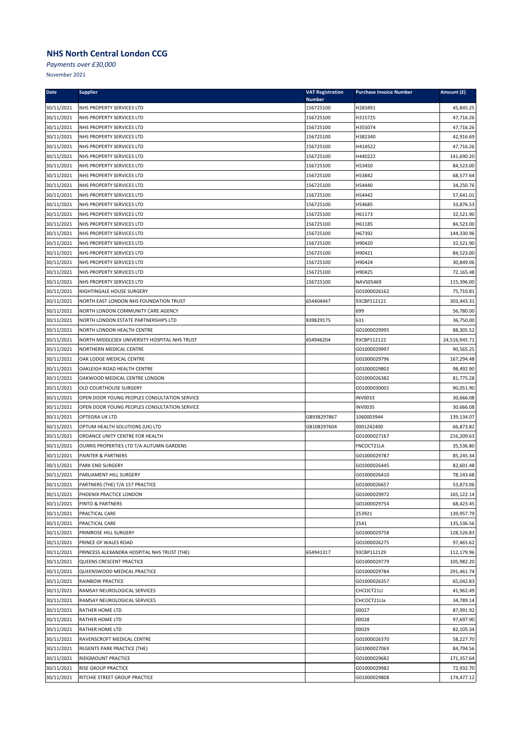## NHS North Central London CCG

*Payments over £30,000*

November 2021

| Date | Supplier | VAT Registration Number | Purchase Invoice Number | Amount (£) |
|---|---|---|---|---|
| 30/11/2021 | NHS PROPERTY SERVICES LTD | 156725100 | H283491 | 45,845.25 |
| 30/11/2021 | NHS PROPERTY SERVICES LTD | 156725100 | H315725 | 47,716.26 |
| 30/11/2021 | NHS PROPERTY SERVICES LTD | 156725100 | H355074 | 47,716.26 |
| 30/11/2021 | NHS PROPERTY SERVICES LTD | 156725100 | H382340 | 42,916.69 |
| 30/11/2021 | NHS PROPERTY SERVICES LTD | 156725100 | H414522 | 47,716.26 |
| 30/11/2021 | NHS PROPERTY SERVICES LTD | 156725100 | H440222 | 141,690.20 |
| 30/11/2021 | NHS PROPERTY SERVICES LTD | 156725100 | H53450 | 84,523.00 |
| 30/11/2021 | NHS PROPERTY SERVICES LTD | 156725100 | H53842 | 68,577.64 |
| 30/11/2021 | NHS PROPERTY SERVICES LTD | 156725100 | H54440 | 34,250.76 |
| 30/11/2021 | NHS PROPERTY SERVICES LTD | 156725100 | H54442 | 57,641.01 |
| 30/11/2021 | NHS PROPERTY SERVICES LTD | 156725100 | H54685 | 33,876.53 |
| 30/11/2021 | NHS PROPERTY SERVICES LTD | 156725100 | H61173 | 32,521.90 |
| 30/11/2021 | NHS PROPERTY SERVICES LTD | 156725100 | H61185 | 84,523.00 |
| 30/11/2021 | NHS PROPERTY SERVICES LTD | 156725100 | H67392 | 144,330.96 |
| 30/11/2021 | NHS PROPERTY SERVICES LTD | 156725100 | H90420 | 32,521.90 |
| 30/11/2021 | NHS PROPERTY SERVICES LTD | 156725100 | H90421 | 84,523.00 |
| 30/11/2021 | NHS PROPERTY SERVICES LTD | 156725100 | H90424 | 30,849.06 |
| 30/11/2021 | NHS PROPERTY SERVICES LTD | 156725100 | H90425 | 72,165.48 |
| 30/11/2021 | NHS PROPERTY SERVICES LTD | 156725100 | NAVS05469 | 115,396.00 |
| 30/11/2021 | NIGHTINGALE HOUSE SURGERY | | G01000026162 | 75,710.81 |
| 30/11/2021 | NORTH EAST LONDON NHS FOUNDATION TRUST | 654404447 | 93CBP112121 | 303,443.31 |
| 30/11/2021 | NORTH LONDON COMMUNITY CARE AGENCY | | 699 | 56,780.00 |
| 30/11/2021 | NORTH LONDON ESTATE PARTNERSHIPS LTD | 839829175 | 631 | 36,750.00 |
| 30/11/2021 | NORTH LONDON HEALTH CENTRE | | G01000029995 | 88,305.52 |
| 30/11/2021 | NORTH MIDDLESEX UNIVERSITY HOSPITAL NHS TRUST | 654946204 | 93CBP112122 | 24,516,945.71 |
| 30/11/2021 | NORTHERN MEDICAL CENTRE | | G01000029997 | 90,565.25 |
| 30/11/2021 | OAK LODGE MEDICAL CENTRE | | G01000029796 | 167,294.48 |
| 30/11/2021 | OAKLEIGH ROAD HEALTH CENTRE | | G01000029802 | 98,492.90 |
| 30/11/2021 | OAKWOOD MEDICAL CENTRE LONDON | | G01000026382 | 81,775.28 |
| 30/11/2021 | OLD COURTHOUSE SURGERY | | G01000030001 | 90,051.90 |
| 30/11/2021 | OPEN DOOR YOUNG PEOPLES CONSULTATION SERVICE | | INV0033 | 30,666.08 |
| 30/11/2021 | OPEN DOOR YOUNG PEOPLES CONSULTATION SERVICE | | INV0035 | 30,666.08 |
| 30/11/2021 | OPTEGRA UK LTD | GB938297867 | 1060003944 | 139,134.07 |
| 30/11/2021 | OPTUM HEALTH SOLUTIONS (UK) LTD | GB108297604 | 0001242400 | 66,873.82 |
| 30/11/2021 | ORDANCE UNITY CENTRE FOR HEALTH | | G01000027167 | 216,209.63 |
| 30/11/2021 | OURRIS PROPERTIES LTD T/A AUTUMN GARDENS | | FNCOCT21LA | 35,536.80 |
| 30/11/2021 | PAINTER & PARTNERS | | G01000029787 | 85,245.34 |
| 30/11/2021 | PARK END SURGERY | | G01000026445 | 82,601.48 |
| 30/11/2021 | PARLIAMENT HILL SURGERY | | G01000026410 | 78,143.68 |
| 30/11/2021 | PARTNERS (THE) T/A 157 PRACTICE | | G01000026657 | 53,873.06 |
| 30/11/2021 | PHOENIX PRACTICE LONDON | | G01000029972 | 165,122.14 |
| 30/11/2021 | PINTO & PARTNERS | | G01000029754 | 68,423.45 |
| 30/11/2021 | PRACTICAL CARE | | 253921 | 139,957.79 |
| 30/11/2021 | PRACTICAL CARE | | 2541 | 135,536.56 |
| 30/11/2021 | PRIMROSE HILL SURGERY | | G01000029758 | 128,526.83 |
| 30/11/2021 | PRINCE OF WALES ROAD | | G01000026275 | 97,465.62 |
| 30/11/2021 | PRINCESS ALEXANDRA HOSPITAL NHS TRUST (THE) | 654941317 | 93CBP112129 | 112,179.96 |
| 30/11/2021 | QUEENS CRESCENT PRACTICE | | G01000029779 | 105,982.20 |
| 30/11/2021 | QUEENSWOOD MEDICAL PRACTICE | | G01000029784 | 291,461.74 |
| 30/11/2021 | RAINBOW PRACTICE | | G01000026357 | 65,042.83 |
| 30/11/2021 | RAMSAY NEUROLOGICAL SERVICES | | CHCOCT21LI | 41,962.49 |
| 30/11/2021 | RAMSAY NEUROLOGICAL SERVICES | | CHCOCT21LIa | 34,789.14 |
| 30/11/2021 | RATHER HOME LTD | | 00027 | 87,991.92 |
| 30/11/2021 | RATHER HOME LTD | | 00028 | 97,697.90 |
| 30/11/2021 | RATHER HOME LTD | | 00029 | 82,105.34 |
| 30/11/2021 | RAVENSCROFT MEDICAL CENTRE | | G01000026370 | 58,227.70 |
| 30/11/2021 | REGENTS PARK PRACTICE (THE) | | G01000027069 | 84,794.56 |
| 30/11/2021 | RIDGMOUNT PRACTICE | | G01000029682 | 171,357.64 |
| 30/11/2021 | RISE GROUP PRACTICE | | G01000029982 | 72,932.70 |
| 30/11/2021 | RITCHIE STREET GROUP PRACTICE | | G01000029808 | 174,477.12 |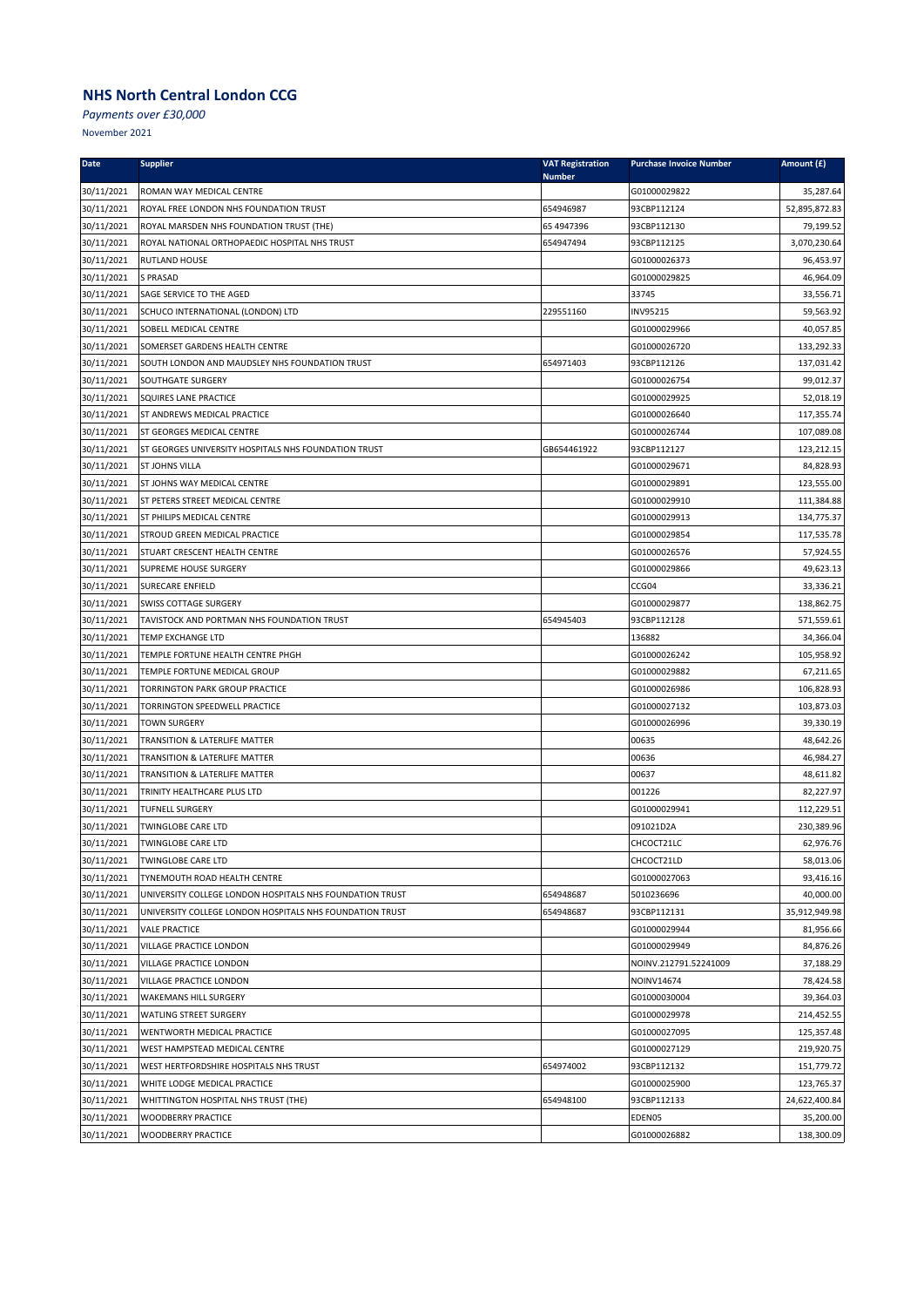## NHS North Central London CCG

*Payments over £30,000*

November 2021

| Date | Supplier | VAT Registration Number | Purchase Invoice Number | Amount (£) |
|---|---|---|---|---|
| 30/11/2021 | ROMAN WAY MEDICAL CENTRE | | G01000029822 | 35,287.64 |
| 30/11/2021 | ROYAL FREE LONDON NHS FOUNDATION TRUST | 654946987 | 93CBP112124 | 52,895,872.83 |
| 30/11/2021 | ROYAL MARSDEN NHS FOUNDATION TRUST (THE) | 65 4947396 | 93CBP112130 | 79,199.52 |
| 30/11/2021 | ROYAL NATIONAL ORTHOPAEDIC HOSPITAL NHS TRUST | 654947494 | 93CBP112125 | 3,070,230.64 |
| 30/11/2021 | RUTLAND HOUSE | | G01000026373 | 96,453.97 |
| 30/11/2021 | S PRASAD | | G01000029825 | 46,964.09 |
| 30/11/2021 | SAGE SERVICE TO THE AGED | | 33745 | 33,556.71 |
| 30/11/2021 | SCHUCO INTERNATIONAL (LONDON) LTD | 229551160 | INV95215 | 59,563.92 |
| 30/11/2021 | SOBELL MEDICAL CENTRE | | G01000029966 | 40,057.85 |
| 30/11/2021 | SOMERSET GARDENS HEALTH CENTRE | | G01000026720 | 133,292.33 |
| 30/11/2021 | SOUTH LONDON AND MAUDSLEY NHS FOUNDATION TRUST | 654971403 | 93CBP112126 | 137,031.42 |
| 30/11/2021 | SOUTHGATE SURGERY | | G01000026754 | 99,012.37 |
| 30/11/2021 | SQUIRES LANE PRACTICE | | G01000029925 | 52,018.19 |
| 30/11/2021 | ST ANDREWS MEDICAL PRACTICE | | G01000026640 | 117,355.74 |
| 30/11/2021 | ST GEORGES MEDICAL CENTRE | | G01000026744 | 107,089.08 |
| 30/11/2021 | ST GEORGES UNIVERSITY HOSPITALS NHS FOUNDATION TRUST | GB654461922 | 93CBP112127 | 123,212.15 |
| 30/11/2021 | ST JOHNS VILLA | | G01000029671 | 84,828.93 |
| 30/11/2021 | ST JOHNS WAY MEDICAL CENTRE | | G01000029891 | 123,555.00 |
| 30/11/2021 | ST PETERS STREET MEDICAL CENTRE | | G01000029910 | 111,384.88 |
| 30/11/2021 | ST PHILIPS MEDICAL CENTRE | | G01000029913 | 134,775.37 |
| 30/11/2021 | STROUD GREEN MEDICAL PRACTICE | | G01000029854 | 117,535.78 |
| 30/11/2021 | STUART CRESCENT HEALTH CENTRE | | G01000026576 | 57,924.55 |
| 30/11/2021 | SUPREME HOUSE SURGERY | | G01000029866 | 49,623.13 |
| 30/11/2021 | SURECARE ENFIELD | | CCG04 | 33,336.21 |
| 30/11/2021 | SWISS COTTAGE SURGERY | | G01000029877 | 138,862.75 |
| 30/11/2021 | TAVISTOCK AND PORTMAN NHS FOUNDATION TRUST | 654945403 | 93CBP112128 | 571,559.61 |
| 30/11/2021 | TEMP EXCHANGE LTD | | 136882 | 34,366.04 |
| 30/11/2021 | TEMPLE FORTUNE HEALTH CENTRE PHGH | | G01000026242 | 105,958.92 |
| 30/11/2021 | TEMPLE FORTUNE MEDICAL GROUP | | G01000029882 | 67,211.65 |
| 30/11/2021 | TORRINGTON PARK GROUP PRACTICE | | G01000026986 | 106,828.93 |
| 30/11/2021 | TORRINGTON SPEEDWELL PRACTICE | | G01000027132 | 103,873.03 |
| 30/11/2021 | TOWN SURGERY | | G01000026996 | 39,330.19 |
| 30/11/2021 | TRANSITION & LATERLIFE MATTER | | 00635 | 48,642.26 |
| 30/11/2021 | TRANSITION & LATERLIFE MATTER | | 00636 | 46,984.27 |
| 30/11/2021 | TRANSITION & LATERLIFE MATTER | | 00637 | 48,611.82 |
| 30/11/2021 | TRINITY HEALTHCARE PLUS LTD | | 001226 | 82,227.97 |
| 30/11/2021 | TUFNELL SURGERY | | G01000029941 | 112,229.51 |
| 30/11/2021 | TWINGLOBE CARE LTD | | 091021D2A | 230,389.96 |
| 30/11/2021 | TWINGLOBE CARE LTD | | CHCOCT21LC | 62,976.76 |
| 30/11/2021 | TWINGLOBE CARE LTD | | CHCOCT21LD | 58,013.06 |
| 30/11/2021 | TYNEMOUTH ROAD HEALTH CENTRE | | G01000027063 | 93,416.16 |
| 30/11/2021 | UNIVERSITY COLLEGE LONDON HOSPITALS NHS FOUNDATION TRUST | 654948687 | 5010236696 | 40,000.00 |
| 30/11/2021 | UNIVERSITY COLLEGE LONDON HOSPITALS NHS FOUNDATION TRUST | 654948687 | 93CBP112131 | 35,912,949.98 |
| 30/11/2021 | VALE PRACTICE | | G01000029944 | 81,956.66 |
| 30/11/2021 | VILLAGE PRACTICE LONDON | | G01000029949 | 84,876.26 |
| 30/11/2021 | VILLAGE PRACTICE LONDON | | NOINV.212791.52241009 | 37,188.29 |
| 30/11/2021 | VILLAGE PRACTICE LONDON | | NOINV14674 | 78,424.58 |
| 30/11/2021 | WAKEMANS HILL SURGERY | | G01000030004 | 39,364.03 |
| 30/11/2021 | WATLING STREET SURGERY | | G01000029978 | 214,452.55 |
| 30/11/2021 | WENTWORTH MEDICAL PRACTICE | | G01000027095 | 125,357.48 |
| 30/11/2021 | WEST HAMPSTEAD MEDICAL CENTRE | | G01000027129 | 219,920.75 |
| 30/11/2021 | WEST HERTFORDSHIRE HOSPITALS NHS TRUST | 654974002 | 93CBP112132 | 151,779.72 |
| 30/11/2021 | WHITE LODGE MEDICAL PRACTICE | | G01000025900 | 123,765.37 |
| 30/11/2021 | WHITTINGTON HOSPITAL NHS TRUST (THE) | 654948100 | 93CBP112133 | 24,622,400.84 |
| 30/11/2021 | WOODBERRY PRACTICE | | EDEN05 | 35,200.00 |
| 30/11/2021 | WOODBERRY PRACTICE | | G01000026882 | 138,300.09 |